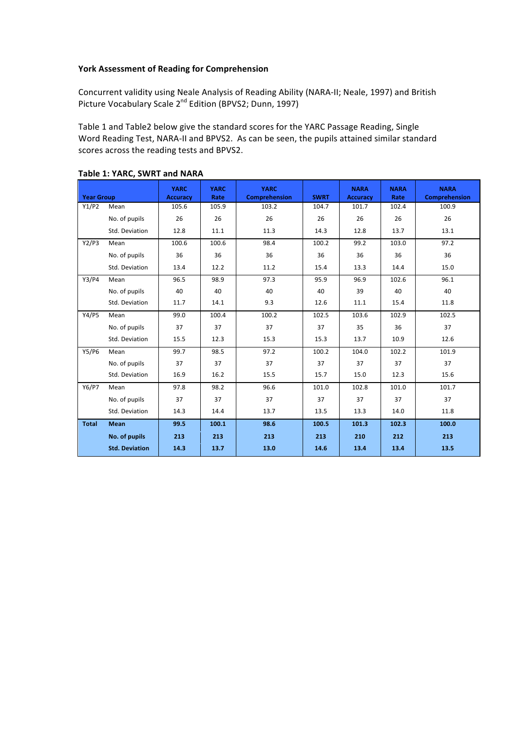**York Assessment of Reading for Comprehension**

Concurrent validity using Neale Analysis of Reading Ability (NARA-II; Neale, 1997) and British Picture Vocabulary Scale 2nd Edition (BPVS2; Dunn, 1997)

Table 1 and Table2 below give the standard scores for the YARC Passage Reading, Single Word Reading Test, NARA-II and BPVS2. As can be seen, the pupils attained similar standard scores across the reading tests and BPVS2.

**Table 1: YARC, SWRT and NARA**

| Year Group | | YARC Accuracy | YARC Rate | YARC Comprehension | SWRT | NARA Accuracy | NARA Rate | NARA Comprehension |
|---|---|---|---|---|---|---|---|---|
| Y1/P2 | Mean | 105.6 | 105.9 | 103.2 | 104.7 | 101.7 | 102.4 | 100.9 |
| | No. of pupils | 26 | 26 | 26 | 26 | 26 | 26 | 26 |
| | Std. Deviation | 12.8 | 11.1 | 11.3 | 14.3 | 12.8 | 13.7 | 13.1 |
| Y2/P3 | Mean | 100.6 | 100.6 | 98.4 | 100.2 | 99.2 | 103.0 | 97.2 |
| | No. of pupils | 36 | 36 | 36 | 36 | 36 | 36 | 36 |
| | Std. Deviation | 13.4 | 12.2 | 11.2 | 15.4 | 13.3 | 14.4 | 15.0 |
| Y3/P4 | Mean | 96.5 | 98.9 | 97.3 | 95.9 | 96.9 | 102.6 | 96.1 |
| | No. of pupils | 40 | 40 | 40 | 40 | 39 | 40 | 40 |
| | Std. Deviation | 11.7 | 14.1 | 9.3 | 12.6 | 11.1 | 15.4 | 11.8 |
| Y4/P5 | Mean | 99.0 | 100.4 | 100.2 | 102.5 | 103.6 | 102.9 | 102.5 |
| | No. of pupils | 37 | 37 | 37 | 37 | 35 | 36 | 37 |
| | Std. Deviation | 15.5 | 12.3 | 15.3 | 15.3 | 13.7 | 10.9 | 12.6 |
| Y5/P6 | Mean | 99.7 | 98.5 | 97.2 | 100.2 | 104.0 | 102.2 | 101.9 |
| | No. of pupils | 37 | 37 | 37 | 37 | 37 | 37 | 37 |
| | Std. Deviation | 16.9 | 16.2 | 15.5 | 15.7 | 15.0 | 12.3 | 15.6 |
| Y6/P7 | Mean | 97.8 | 98.2 | 96.6 | 101.0 | 102.8 | 101.0 | 101.7 |
| | No. of pupils | 37 | 37 | 37 | 37 | 37 | 37 | 37 |
| | Std. Deviation | 14.3 | 14.4 | 13.7 | 13.5 | 13.3 | 14.0 | 11.8 |
| **Total** | **Mean** | **99.5** | **100.1** | **98.6** | **100.5** | **101.3** | **102.3** | **100.0** |
| | **No. of pupils** | **213** | **213** | **213** | **213** | **210** | **212** | **213** |
| | **Std. Deviation** | **14.3** | **13.7** | **13.0** | **14.6** | **13.4** | **13.4** | **13.5** |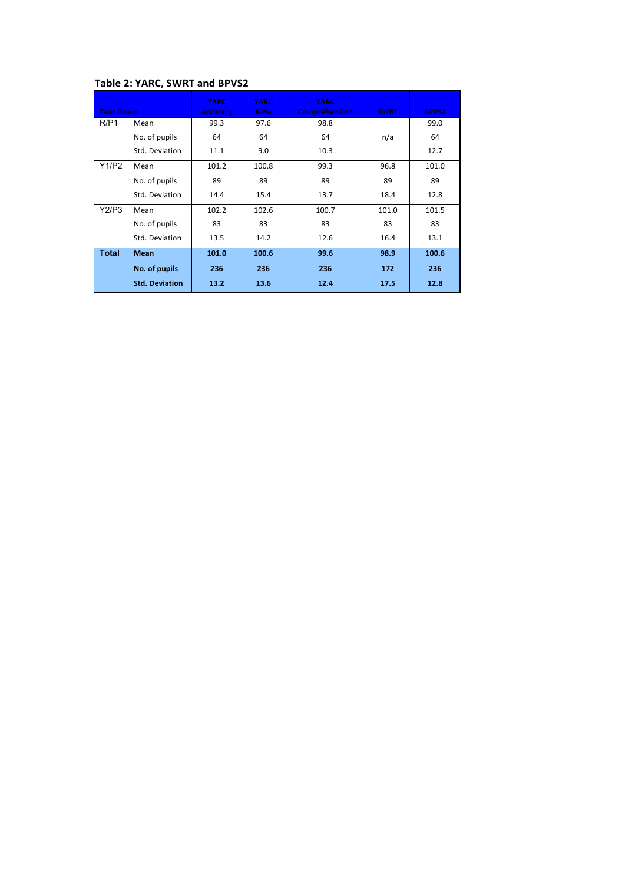## Table 2: YARC, SWRT and BPVS2

| Year Group | | YARC Accuracy | YARC Rate | YARC Comprehension | SWRT | BPVS2 |
|---|---|---|---|---|---|---|
| R/P1 | Mean | 99.3 | 97.6 | 98.8 | | 99.0 |
| | No. of pupils | 64 | 64 | 64 | n/a | 64 |
| | Std. Deviation | 11.1 | 9.0 | 10.3 | | 12.7 |
| Y1/P2 | Mean | 101.2 | 100.8 | 99.3 | 96.8 | 101.0 |
| | No. of pupils | 89 | 89 | 89 | 89 | 89 |
| | Std. Deviation | 14.4 | 15.4 | 13.7 | 18.4 | 12.8 |
| Y2/P3 | Mean | 102.2 | 102.6 | 100.7 | 101.0 | 101.5 |
| | No. of pupils | 83 | 83 | 83 | 83 | 83 |
| | Std. Deviation | 13.5 | 14.2 | 12.6 | 16.4 | 13.1 |
| **Total** | **Mean** | **101.0** | **100.6** | **99.6** | **98.9** | **100.6** |
| | **No. of pupils** | **236** | **236** | **236** | **172** | **236** |
| | **Std. Deviation** | **13.2** | **13.6** | **12.4** | **17.5** | **12.8** |